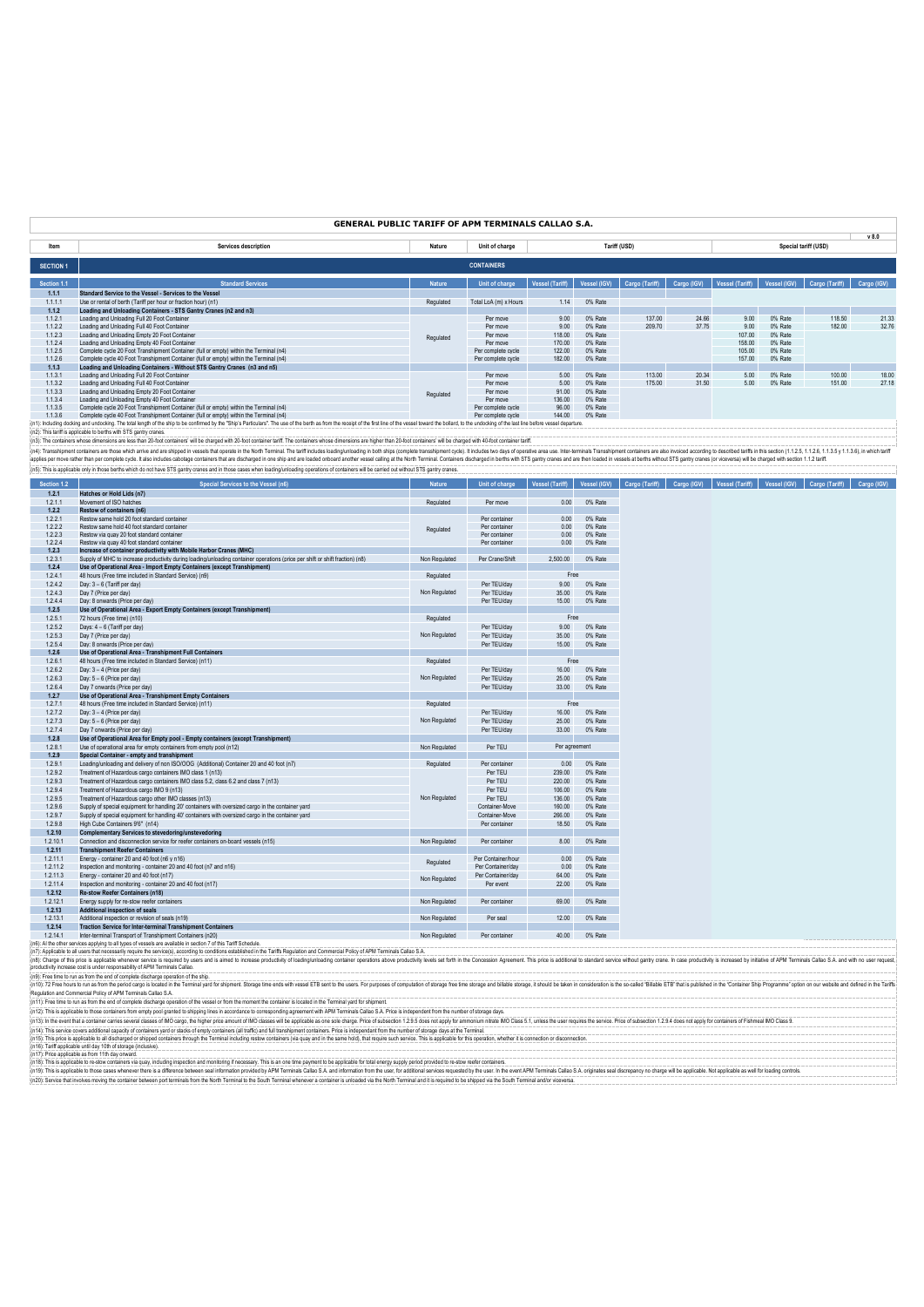# GENERAL PUBLIC TARIFF OF APM TERMINALS CALLAO S.A.

v 8.0

| Item | Services description | Nature | Unit of charge | Tariff (USD) | | | | Special tariff (USD) | | | |
|---|---|---|---|---|---|---|---|---|---|---|---|
| **SECTION 1** | **CONTAINERS** | | | | | | | | | | |
| **Section 1.1** | **Standard Services** | **Nature** | **Unit of charge** | **Vessel (Tariff)** | **Vessel (IGV)** | **Cargo (Tariff)** | **Cargo (IGV)** | **Vessel (Tariff)** | **Vessel (IGV)** | **Cargo (Tariff)** | **Cargo (IGV)** |
| **1.1.1** | **Standard Service to the Vessel - Services to the Vessel** | | | | | | | | | | |
| 1.1.1.1 | Use or rental of berth (Tariff per hour or fraction hour) (n1) | Regulated | Total LoA (m) x Hours | 1.14 | 0% Rate | | | | | | |
| **1.1.2** | **Loading and Unloading Containers - STS Gantry Cranes (n2 and n3)** | | | | | | | | | | |
| 1.1.2.1 | Loading and Unloading Full 20 Foot Container | Regulated | Per move | 9.00 | 0% Rate | 137.00 | 24.66 | 9.00 | 0% Rate | 118.50 | 21.33 |
| 1.1.2.2 | Loading and Unloading Full 40 Foot Container | | Per move | 9.00 | 0% Rate | 209.70 | 37.75 | 9.00 | 0% Rate | 182.00 | 32.76 |
| 1.1.2.3 | Loading and Unloading Empty 20 Foot Container | | Per move | 118.00 | 0% Rate | | | 107.00 | 0% Rate | | |
| 1.1.2.4 | Loading and Unloading Empty 40 Foot Container | | Per move | 170.00 | 0% Rate | | | 158.00 | 0% Rate | | |
| 1.1.2.5 | Complete cycle 20 Foot Transhipment Container (full or empty) within the Terminal (n4) | | Per complete cycle | 122.00 | 0% Rate | | | 105.00 | 0% Rate | | |
| 1.1.2.6 | Complete cycle 40 Foot Transhipment Container (full or empty) within the Terminal (n4) | | Per complete cycle | 182.00 | 0% Rate | | | 157.00 | 0% Rate | | |
| **1.1.3** | **Loading and Unloading Containers - Without STS Gantry Cranes (n3 and n5)** | | | | | | | | | | |
| 1.1.3.1 | Loading and Unloading Full 20 Foot Container | Regulated | Per move | 5.00 | 0% Rate | 113.00 | 20.34 | 5.00 | 0% Rate | 100.00 | 18.00 |
| 1.1.3.2 | Loading and Unloading Full 40 Foot Container | | Per move | 5.00 | 0% Rate | 175.00 | 31.50 | 5.00 | 0% Rate | 151.00 | 27.18 |
| 1.1.3.3 | Loading and Unloading Empty 20 Foot Container | | Per move | 91.00 | 0% Rate | | | | | | |
| 1.1.3.4 | Loading and Unloading Empty 40 Foot Container | | Per move | 136.00 | 0% Rate | | | | | | |
| 1.1.3.5 | Complete cycle 20 Foot Transhipment Container (full or empty) within the Terminal (n4) | | Per complete cycle | 96.00 | 0% Rate | | | | | | |
| 1.1.3.6 | Complete cycle 40 Foot Transhipment Container (full or empty) within the Terminal (n4) | | Per complete cycle | 144.00 | 0% Rate | | | | | | |

(n1): Including docking and undocking. The total length of the ship to be confirmed by the "Ship's Particulars". The use of the berth as from the receipt of the first line of the vessel toward the bollard, to the unlocking of the last line before vessel departure.

(n2): This tariff is applicable to berths with STS gantry cranes.

(n3): The containers whose dimensions are less than 20-foot containers' will be charged with 20-foot container tariff. The containers whose dimensions are higher than 20-foot containers' will be charged with 40-foot container tariff.

(n4): Transhipment containers are those which arrive and are shipped in vessels that operate in the North Terminal. The tariff includes loading/unloading in both ships (complete transhipment cycle). It includes two days of operative area use. Inter-terminals Transhipment containers are also invoiced according to described tariffs in this section (1.1.2.5, 1.1.2.6, 1.1.3.5 y 1.1.3.6), in which tariff applies per move rather than per complete cycle. It also includes cabotage containers that are discharged in one ship and are loaded onboard another vessel calling at the North Terminal. Containers discharged in berths with STS gantry cranes and are then loaded in vessels at berths without STS gantry cranes (or viceversa) will be charged with section 1.1.2 tariff.

(n5): This is applicable only in those berths which do not have STS gantry cranes and in those cases when loading/unloading operations of containers will be carried out without STS gantry cranes.

| Section 1.2 | Special Services to the Vessel (n6) | Nature | Unit of charge | Vessel (Tariff) | Vessel (IGV) | Cargo (Tariff) | Cargo (IGV) | Vessel (Tariff) | Vessel (IGV) | Cargo (Tariff) | Cargo (IGV) |
|---|---|---|---|---|---|---|---|---|---|---|---|
| **1.2.1** | **Hatches or Hold Lids (n7)** | | | | | | | | | | |
| 1.2.1.1 | Movement of ISO hatches | Regulated | Per move | 0.00 | 0% Rate | | | | | | |
| **1.2.2** | **Restow of containers (n6)** | | | | | | | | | | |
| 1.2.2.1 | Restow same hold 20 foot standard container | Regulated | Per container | 0.00 | 0% Rate | | | | | | |
| 1.2.2.2 | Restow same hold 40 foot standard container | | Per container | 0.00 | 0% Rate | | | | | | |
| 1.2.2.3 | Restow via quay 20 foot standard container | | Per container | 0.00 | 0% Rate | | | | | | |
| 1.2.2.4 | Restow via quay 40 foot standard container | | Per container | 0.00 | 0% Rate | | | | | | |
| **1.2.3** | **Increase of container productivity with Mobile Harbor Cranes (MHC)** | | | | | | | | | | |
| 1.2.3.1 | Supply of MHC to increase productivity during loading/unloading container operations (price per shift or shift fraction) (n8) | Non Regulated | Per Crane/Shift | 2,500.00 | 0% Rate | | | | | | |
| **1.2.4** | **Use of Operational Area - Import Empty Containers (except Transhipment)** | | | | | | | | | | |
| 1.2.4.1 | 48 hours (Free time included in Standard Service) (n9) | Regulated | | Free | | | | | | | |
| 1.2.4.2 | Day: 3 – 6 (Tariff per day) | Non Regulated | Per TEU/day | 9.00 | 0% Rate | | | | | | |
| 1.2.4.3 | Day 7 (Price per day) | | Per TEU/day | 35.00 | 0% Rate | | | | | | |
| 1.2.4.4 | Day: 8 onwards (Price per day) | | Per TEU/day | 15.00 | 0% Rate | | | | | | |
| **1.2.5** | **Use of Operational Area - Export Empty Containers (except Transhipment)** | | | | | | | | | | |
| 1.2.5.1 | 72 hours (Free time) (n10) | Regulated | | Free | | | | | | | |
| 1.2.5.2 | Days: 4 – 6 (Tariff per day) | Non Regulated | Per TEU/day | 9.00 | 0% Rate | | | | | | |
| 1.2.5.3 | Day 7 (Price per day) | | Per TEU/day | 35.00 | 0% Rate | | | | | | |
| 1.2.5.4 | Day: 8 onwards (Price per day) | | Per TEU/day | 15.00 | 0% Rate | | | | | | |
| **1.2.6** | **Use of Operational Area - Transhipment Full Containers** | | | | | | | | | | |
| 1.2.6.1 | 48 hours (Free time included in Standard Service) (n11) | Regulated | | Free | | | | | | | |
| 1.2.6.2 | Day: 3 – 4 (Price per day) | Non Regulated | Per TEU/day | 16.00 | 0% Rate | | | | | | |
| 1.2.6.3 | Day: 5 – 6 (Price per day) | | Per TEU/day | 25.00 | 0% Rate | | | | | | |
| 1.2.6.4 | Day 7 onwards (Price per day) | | Per TEU/day | 33.00 | 0% Rate | | | | | | |
| **1.2.7** | **Use of Operational Area - Transhipment Empty Containers** | | | | | | | | | | |
| 1.2.7.1 | 48 hours (Free time included in Standard Service) (n11) | Regulated | | Free | | | | | | | |
| 1.2.7.2 | Day: 3 – 4 (Price per day) | Non Regulated | Per TEU/day | 16.00 | 0% Rate | | | | | | |
| 1.2.7.3 | Day: 5 – 6 (Price per day) | | Per TEU/day | 25.00 | 0% Rate | | | | | | |
| 1.2.7.4 | Day 7 onwards (Price per day) | | Per TEU/day | 33.00 | 0% Rate | | | | | | |
| **1.2.8** | **Use of Operational Area for Empty pool - Empty containers (except Transhipment)** | | | | | | | | | | |
| 1.2.8.1 | Use of operational area for empty containers from empty pool (n12) | Non Regulated | Per TEU | Per agreement | | | | | | | |
| **1.2.9** | **Special Container - empty and transhipment** | | | | | | | | | | |
| 1.2.9.1 | Loading/unloading and delivery of non ISO/OOG (Additional) Container 20 and 40 foot (n7) | Regulated | Per container | 0.00 | 0% Rate | | | | | | |
| 1.2.9.2 | Treatment of Hazardous cargo containers IMO class 1 (n13) | Non Regulated | Per TEU | 239.00 | 0% Rate | | | | | | |
| 1.2.9.3 | Treatment of Hazardous cargo containers IMO class 5.2, class 6.2 and class 7 (n13) | | Per TEU | 220.00 | 0% Rate | | | | | | |
| 1.2.9.4 | Treatment of Hazardous cargo IMO 9 (n13) | | Per TEU | 106.00 | 0% Rate | | | | | | |
| 1.2.9.5 | Treatment of Hazardous cargo other IMO classes (n13) | | Per TEU | 136.00 | 0% Rate | | | | | | |
| 1.2.9.6 | Supply of special equipment for handling 20' containers with oversized cargo in the container yard | | Container-Move | 160.00 | 0% Rate | | | | | | |
| 1.2.9.7 | Supply of special equipment for handling 40' containers with oversized cargo in the container yard | | Container-Move | 266.00 | 0% Rate | | | | | | |
| 1.2.9.8 | High Cube Containers 9'6" (n14) | | Per container | 18.50 | 0% Rate | | | | | | |
| **1.2.10** | **Complementary Services to stevedoring/unstevedoring** | | | | | | | | | | |
| 1.2.10.1 | Connection and disconnection service for reefer containers on-board vessels (n15) | Non Regulated | Per container | 8.00 | 0% Rate | | | | | | |
| **1.2.11** | **Transhipment Reefer Containers** | | | | | | | | | | |
| 1.2.11.1 | Energy - container 20 and 40 foot (n6 y n16) | Regulated | Per Container/hour | 0.00 | 0% Rate | | | | | | |
| 1.2.11.2 | Inspection and monitoring - container 20 and 40 foot (n7 and n16) | | Per Container/day | 0.00 | 0% Rate | | | | | | |
| 1.2.11.3 | Energy - container 20 and 40 foot (n17) | Non Regulated | Per Container/day | 64.00 | 0% Rate | | | | | | |
| 1.2.11.4 | Inspection and monitoring - container 20 and 40 foot (n17) | | Per event | 22.00 | 0% Rate | | | | | | |
| **1.2.12** | **Re-stow Reefer Containers (n18)** | | | | | | | | | | |
| 1.2.12.1 | Energy supply for re-stow reefer containers | Non Regulated | Per container | 69.00 | 0% Rate | | | | | | |
| **1.2.13** | **Additional inspection of seals** | | | | | | | | | | |
| 1.2.13.1 | Additional inspection or revision of seals (n19) | Non Regulated | Per seal | 12.00 | 0% Rate | | | | | | |
| **1.2.14** | **Traction Service for Inter-terminal Transhipment Containers** | | | | | | | | | | |
| 1.2.14.1 | Inter-terminal Transport of Transhipment Containers (n20) | Non Regulated | Per container | 40.00 | 0% Rate | | | | | | |

(n6): All the other services applying to all types of vessels are available in section 7 of this Tariff Schedule.

(n7): Applicable to all users that necessarily require the service(s), according to conditions established in the Tariffs Regulation and Commercial Policy of APM Terminals Callao S.A.

(n8): Charge of this price is applicable whenever service is required by users and is aimed to increase productivity of loading/unloading container operations above productivity levels set forth in the Concession Agreement. This price is additional to standard service without gantry crane. In case productivity is increased by initiative of APM Terminals Callao S.A. and with no user request, productivity increase cost is under responsability of APM Terminals Callao.

(n9): Free time to run as from the end of complete discharge operation of the ship.

(n10): 72 Free hours to run as from the period cargo is located in the Terminal yard for shipment. Storage time ends with vessel ETB sent to the users. For purposes of computation of storage free time storage and billable storage, it should be taken in consideration is the so-called "Billable ETB" that is published in the "Container Ship Programme" option on our website and defined in the Tariffs Regulation and Commercial Policy of APM Terminals Callao S.A.

(n11): Free time to run as from the end of complete discharge operation of the vessel or from the moment the container is located in the Terminal yard for shipment.

(n12): This is applicable to those containers from empty pool granted to shipping lines in accordance to corresponding agreement with APM Terminals Callao S.A. Price is independent from the number of storage days.

(n13): In the event that a container carries several classes of IMO cargo, the higher price amount of IMO classes will be applicable as one sole charge. Price of subsection 1.2.9.5 does not apply for ammonium nitrate IMO Class 5.1, unless the user requires the service. Price of subsection 1.2.9.4 does not apply for containers of Fishmeal IMO Class 9.

(n14): This service covers additional capacity of containers yard or stacks of empty containers (all traffic) and full transhipment containers. Price is independant from the number of storage days at the Terminal.

(n15): This price is applicable to all discharged or shipped containers through the Terminal including restow containers (via quay and in the same hold), that require such service. This is applicable for this operation, whether it is connection or disconnection.

(n16): Tariff applicable until day 10th of storage (inclusive).

(n17): Price applicable as from 11th day onward.

(n18): This is applicable to re-stow containers via quay, including inspection and monitoring if necessary. This is an one time payment to be applicable for total energy supply period provided to re-stow reefer containers.

(n19): This is applicable to those cases whenever there is a difference between seal information provided by APM Terminals Callao S.A. and information from the user, for additional services requested by the user. In the event APM Terminals Callao S.A. originates seal discrepancy no charge will be applicable. Not applicable as well for loading controls.

(n20): Service that involves moving the container between port terminals from the North Terminal to the South Terminal whenever a container is unloaded via the North Terminal and it is required to be shipped via the South Terminal and/or viceversa.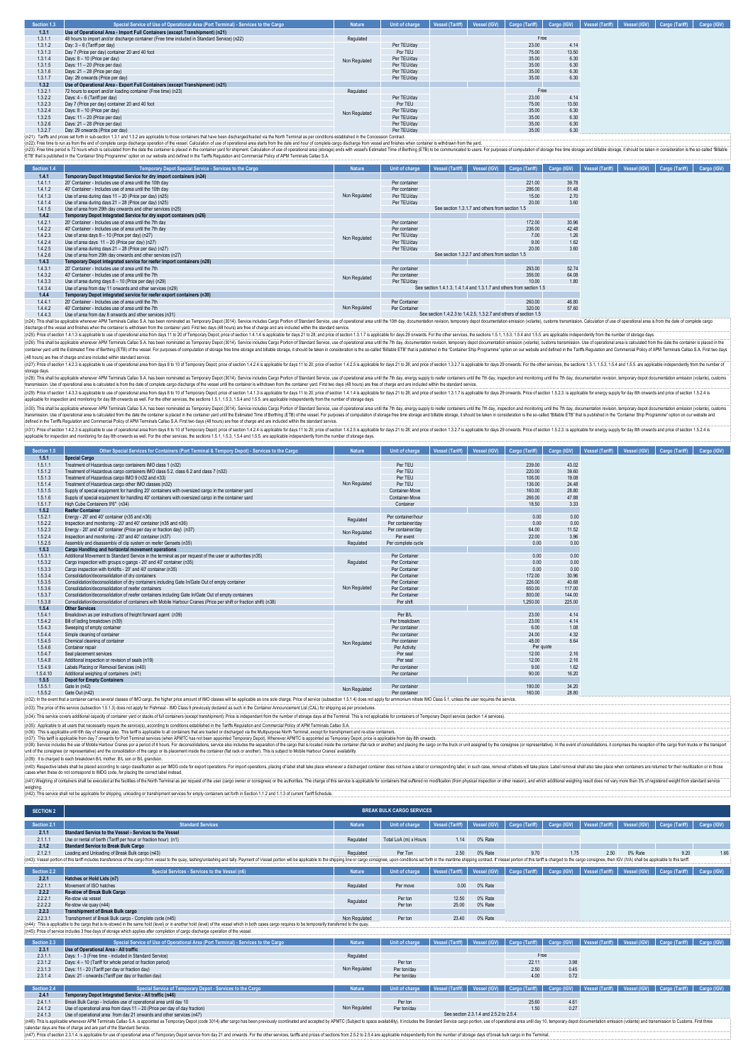| Section 1.3 | Special Service of Use of Operational Area (Port Terminal) - Services to the Cargo | Nature | Unit of charge | Vessel (Tariff) | Vessel (IGV) | Cargo (Tariff) | Cargo (IGV) | Vessel (Tariff) | Vessel (IGV) | Cargo (Tariff) | Cargo (IGV) |
|---|---|---|---|---|---|---|---|---|---|---|---|
| 1.3.1 | Use of Operational Area - Import Full Containers (except Transhipment) (n21) | | | | | | | | | | |
| 1.3.1.1 | 48 hours to import and/or discharge container (Free time included in Standard Service) (n22) | Regulated | | | | Free | | | | | |
| 1.3.1.2 | Day: 3 – 6 (Tariff per day) | Non Regulated | Per TEU/day | | | 23.00 | 4.14 | | | | |
| 1.3.1.3 | Day 7 (Price per day) container 20 and 40 foot | | Per TEU | | | 75.00 | 13.50 | | | | |
| 1.3.1.4 | Days: 8 – 10 (Price per day) | | Per TEU/day | | | 35.00 | 6.30 | | | | |
| 1.3.1.5 | Days: 11 – 20 (Price per day) | | Per TEU/day | | | 35.00 | 6.30 | | | | |
| 1.3.1.6 | Days: 21 – 28 (Price per day) | | Per TEU/day | | | 35.00 | 6.30 | | | | |
| 1.3.1.7 | Day: 29 onwards (Price per day) | | Per TEU/day | | | 35.00 | 6.30 | | | | |
| 1.3.2 | Use of Operational Area - Export Full Containers (except Transhipment) (n21) | | | | | | | | | | |
| 1.3.2.1 | 72 hours to export and/or loading container (Free time) (n23) | Regulated | | | | Free | | | | | |
| 1.3.2.2 | Days: 4 – 6 (Tariff per day) | Non Regulated | Per TEU/day | | | 23.00 | 4.14 | | | | |
| 1.3.2.3 | Day 7 (Price per day) container 20 and 40 foot | | Per TEU | | | 75.00 | 13.50 | | | | |
| 1.3.2.4 | Days: 8 – 10 (Price per day) | | Per TEU/day | | | 35.00 | 6.30 | | | | |
| 1.3.2.5 | Days: 11 – 20 (Price per day) | | Per TEU/day | | | 35.00 | 6.30 | | | | |
| 1.3.2.6 | Days: 21 – 28 (Price per day) | | Per TEU/day | | | 35.00 | 6.30 | | | | |
| 1.3.2.7 | Day: 29 onwards (Price per day) | | Per TEU/day | | | 35.00 | 6.30 | | | | |

(n21): Tariffs and prices set forth in sub-section 1.3.1 and 1.3.2 are applicable to those containers that have been discharged/loaded via the North Terminal as per conditions established in the Concession Contract.
(n22): Free time to run as from the end of complete cargo discharge operation of the vessel. Calculation of use of operational area starts from the date and hour of complete cargo discharge from vessel and finishes when container is withdrawn from the yard.
(n23): Free time period is 72 hours which is calculated from the date the container is placed in the container yard for shipment. Calculation of use of operational area (storage) ends with vessel's Estimated Time of Berthing (ETB) to be communicated to users. For purposes of computation of storage free time storage and billable storage, it should be taken in consideration is the so-called "Billable ETB" that is published in the "Container Ship Programme" option on our website and defined in the Tariffs Regulation and Commercial Policy of APM Terminals Callao S.A.

| Section 1.4 | Temporary Depot Special Service - Services to the Cargo | Nature | Unit of charge | Vessel (Tariff) | Vessel (IGV) | Cargo (Tariff) | Cargo (IGV) | Vessel (Tariff) | Vessel (IGV) | Cargo (Tariff) | Cargo (IGV) |
|---|---|---|---|---|---|---|---|---|---|---|---|
| 1.4.1 | Temporary Depot Integrated Service for dry import containers (n24) | | | | | | | | | | |
| 1.4.1.1 | 20' Container - Includes use of area until the 10th day | Non Regulated | Per container | | | 221.00 | 39.78 | | | | |
| 1.4.1.2 | 40' Container - Includes use of area until the 10th day | | Per container | | | 286.00 | 51.48 | | | | |
| 1.4.1.3 | Use of area during days 11 – 20 (Price per day) (n25) | | Per TEU/day | | | 15.00 | 2.70 | | | | |
| 1.4.1.4 | Use of area during days 21 – 28 (Price per day) (n25) | | Per TEU/day | | | 20.00 | 3.60 | | | | |
| 1.4.1.5 | Use of area from 29th day onwards and other services (n25) | | | See section 1.3.1.7 and others from section 1.5 | | | | | | | |
| 1.4.2 | Temporary Depot Integrated Service for dry export containers (n26) | | | | | | | | | | |
| 1.4.2.1 | 20' Container - Includes use of area until the 7th day | Non Regulated | Per container | | | 172.00 | 30.96 | | | | |
| 1.4.2.2 | 40' Container - Includes use of area until the 7th day | | Per container | | | 236.00 | 42.48 | | | | |
| 1.4.2.3 | Use of area days 8 – 10 (Price per day) (n27) | | Per TEU/day | | | 7.00 | 1.26 | | | | |
| 1.4.2.4 | Use of area days 11 – 20 (Price per day) (n27) | | Per TEU/day | | | 9.00 | 1.62 | | | | |
| 1.4.2.5 | Use of area during days 21 – 28 (Price per day) (n27) | | Per TEU/day | | | 20.00 | 3.60 | | | | |
| 1.4.2.6 | Use of area from 29th day onwards and other services (n27) | | | See section 1.3.2.7 and others from section 1.5 | | | | | | | |
| 1.4.3 | Temporary Depot integrated service for reefer import containers (n28) | | | | | | | | | | |
| 1.4.3.1 | 20' Container - Includes use of area until the 7th | Non Regulated | Per container | | | 293.00 | 52.74 | | | | |
| 1.4.3.2 | 40' Container - Includes use of area until the 7th | | Per container | | | 356.00 | 64.08 | | | | |
| 1.4.3.3 | Use of area during days 8 – 10 (Price per day) (n29) | | Per TEU/day | | | 10.00 | 1.80 | | | | |
| 1.4.3.4 | Use of area from day 11 onwards and other services (n29) | | | See section 1.4.1.3, 1.4.1.4 and 1.3.1.7 and others from section 1.5 | | | | | | | |
| 1.4.4 | Temporary Depot integrated service for reefer export containers (n30) | | | | | | | | | | |
| 1.4.4.1 | 20' Container - Includes use of area until the 7th | Non Regulated | Per Container | | | 260.00 | 46.80 | | | | |
| 1.4.4.2 | 40' Container - Includes use of area until the 7th | | Per Container | | | 320.00 | 57.60 | | | | |
| 1.4.4.3 | Use of area from day 8 onwards and other services (n31) | | | See section 1.4.2.3 to 1.4.2.5, 1.3.2.7 and others of section 1.5 | | | | | | | |

(n24): This shall be applicable whenever APM Terminals Callao S.A. has been nominated as Temporary Depot (3014). Service includes Cargo Portion of Standard Service, use of operational area until the 10th day, documentation revision, temporary depot documentation emission (volante), customs transmission. Calculation of use of operational area is from the date of complete cargo discharge of the vessel and finishes when the container is withdrawn from the container yard. First two days (48 hours) are free of charge and are included within the standard service.
(n25): Price of section 1.4.1.3 is applicable to use of operational area from days 11 to 20 of Temporary Depot; price of section 1.4.1.4 is applicable for days 21 to 28; and price of section 1.3.1.7 is applicable for days 29 onwards. For the other services, the sections 1.5.1, 1.5.3, 1.5.4 and 1.5.5 are applicable independently from the number of storage days.
(n26): This shall be applicable whenever APM Terminals Callao S.A. has been nominated as Temporary Depot (3014). Service includes Cargo Portion of Standard Service, use of operational area until the 7th day, documentation revision, temporary depot documentation emission (volante), customs transmission. Use of operational area is calculated from the date the container is placed in the container yard until the Estimated Time of Berthing (ETB) of the vessel. For purposes of computation of storage free time storage and billable storage, it should be taken in consideration is the so-called "Billable ETB" that is published in the "Container Ship Programme" option on our website and defined in the Tariffs Regulation and Commercial Policy of APM Terminals Callao S.A. First two days (48 hours) are free of charge and are included within standard service.
(n27): Price of section 1.4.2.3 is applicable to use of operational area from days 8 to 10 of Temporary Depot; price of section 1.4.2.4 is applicable for days 11 to 20; price of section 1.4.2.5 is applicable for days 21 to 28; and price of section 1.3.2.7 is applicable for days 29 onwards. For the other services, the sections 1.5.1, 1.5.3, 1.5.4 and 1.5.5. are applicable independently from the number of storage days.
(n28): This shall be applicable whenever APM Terminals Callao S.A. has been nominated as Temporary Depot (3014). Service includes Cargo Portion of Standard Service, use of operational area until the 7th day, energy supply to reefer containers until the 7th day, inspection and monitoring until the 7th day, documentation revision, temporary depot documentation emission (volante), customs transmission. Use of operational area is calculated is from the date of complete cargo discharge of the vessel until the container is withdrawn from the container yard. First two days (48 hours) are free of charge and are included within the standard service.
(n29): Price of section 1.4.3.3 is applicable to use of operational area from days 8 to 10 of Temporary Depot; price of section 1.4.1.3 is applicable for days 11 to 20; price of section 1.4.1.4 is applicable for days 21 to 28; and price of section 1.3.1.7 is applicable for days 29 onwards. Price of section 1.5.2.3. is applicable for energy supply for day 8th onwards and price of section 1.5.2.4 is applicable for inspection and monitoring for day 8th onwards as well. For the other services, the sections 1.5.1, 1.5.3, 1.5.4 and 1.5.5. are applicable independently from the number of storage days.
(n30): This shall be applicable whenever APM Terminals Callao S.A. has been nominated as Temporary Depot (3014). Service includes Cargo Portion of Standard Service, use of operational area until the 7th day, energy supply to reefer containers until the 7th day, inspection and monitoring until the 7th day, documentation revision, temporary depot documentation emission (volante), customs transmission. Use of operational area is calculated from the date the container is placed in the container yard until the Estimated Time of Berthing (ETB) of the vessel. For purposes of computation of storage free time storage and billable storage, it should be taken in consideration is the so-called "Billable ETB" that is published in the "Container Ship Programme" option on our website and defined in the Tariffs Regulation and Commercial Policy of APM Terminals Callao S.A. First two days (48 hours) are free of charge and are included within the standard service.
(n31): Price of section 1.4.2.3 is applicable to use of operational area from days 8 to 10 of Temporary Depot; price of section 1.4.2.4 is applicable for days 11 to 20; price of section 1.4.2.5 is applicable for days 21 to 28; and price of section 1.3.2.7 is applicable for days 29 onwards. Price of section 1.5.2.3. is applicable for energy supply for day 8th onwards and price of section 1.5.2.4 is applicable for inspection and monitoring for day 8th onwards as well. For the other services, the sections 1.5.1, 1.5.3, 1.5.4 and 1.5.5. are applicable independently from the number of storage days.

| Section 1.5 | Other Special Services for Containers (Port Terminal & Tempory Depot) - Services to the Cargo | Nature | Unit of charge | Vessel (Tariff) | Vessel (IGV) | Cargo (Tariff) | Cargo (IGV) | Vessel (Tariff) | Vessel (IGV) | Cargo (Tariff) | Cargo (IGV) |
|---|---|---|---|---|---|---|---|---|---|---|---|
| 1.5.1 | Special Cargo | | | | | | | | | | |
| 1.5.1.1 | Treatment of Hazardous cargo containers IMO class 1 (n32) | Non Regulated | Per TEU | | | 239.00 | 43.02 | | | | |
| 1.5.1.2 | Treatment of Hazardous cargo containers IMO class 5.2, class 6.2 and class 7 (n32) | | Per TEU | | | 220.00 | 39.60 | | | | |
| 1.5.1.3 | Treatment of Hazardous cargo IMO 9 (n32 and n33) | | Per TEU | | | 106.00 | 19.08 | | | | |
| 1.5.1.4 | Treatment of Hazardous cargo other IMO classes (n32) | | Per TEU | | | 136.00 | 24.48 | | | | |
| 1.5.1.5 | Supply of special equipment for handling 20' containers with oversized cargo in the container yard | | Container-Move | | | 160.00 | 28.80 | | | | |
| 1.5.1.6 | Supply of special equipment for handling 40' containers with oversized cargo in the container yard | | Container-Move | | | 266.00 | 47.88 | | | | |
| 1.5.1.7 | High Cube Containers 9'6" (n34) | | Container | | | 18.50 | 3.33 | | | | |
| 1.5.2 | Reefer Container | | | | | | | | | | |
| 1.5.2.1 | Energy - 20' and 40' container (n35 and n36) | Regulated | Per container/hour | | | 0.00 | 0.00 | | | | |
| 1.5.2.2 | Inspection and monitoring - 20' and 40' container (n35 and n36) | | Per container/day | | | 0.00 | 0.00 | | | | |
| 1.5.2.3 | Energy - 20' and 40' container (Price per day or fraction day) (n37) | Non Regulated | Per container/day | | | 64.00 | 11.52 | | | | |
| 1.5.2.4 | Inspection and monitoring - 20' and 40' container (n37) | | Per event | | | 22.00 | 3.96 | | | | |
| 1.5.2.5 | Assembly and disassembly of clip system on reefer Gensets (n35) | Regulated | Per complete cycle | | | 0.00 | 0.00 | | | | |
| 1.5.3 | Cargo Handling and horizontal movement operations | | | | | | | | | | |
| 1.5.3.1 | Additional Movement to Standard Service in the terminal as per request of the user or authorities (n35) | Regulated | Per Container | | | 0.00 | 0.00 | | | | |
| 1.5.3.2 | Cargo inspection with groups o gangs - 20' and 40' container (n35) | | Per Container | | | 0.00 | 0.00 | | | | |
| 1.5.3.3 | Cargo inspection with forklifts - 20' and 40' container (n35) | | Per Container | | | 0.00 | 0.00 | | | | |
| 1.5.3.4 | Consolidation/deconsolidation of dry containers | Non Regulated | Per Container | | | 172.00 | 30.96 | | | | |
| 1.5.3.5 | Consolidation/deconsolidation of dry containers including Gate In/Gate Out of empty container | | Per Container | | | 226.00 | 40.68 | | | | |
| 1.5.3.6 | Consolidation/deconsolidation of reefer containers | | Per Container | | | 650.00 | 117.00 | | | | |
| 1.5.3.7 | Consolidation/deconsolidation of reefer containers including Gate In/Gate Out of empty containers | | Per Container | | | 800.00 | 144.00 | | | | |
| 1.5.3.8 | Consolidation/deconsolidation of containers with Mobile Harbour Cranes (Price per shift or fraction shift) (n38) | | Per shift | | | 1,250.00 | 225.00 | | | | |
| 1.5.4 | Other Services | | | | | | | | | | |
| 1.5.4.1 | Breakdown as per instructions of freight forward agent (n39) | Non Regulated | Per B/L | | | 23.00 | 4.14 | | | | |
| 1.5.4.2 | Bill of lading breakdown (n39) | | Per breakdown | | | 23.00 | 4.14 | | | | |
| 1.5.4.3 | Sweeping of empty container | | Per container | | | 6.00 | 1.08 | | | | |
| 1.5.4.4 | Simple cleaning of container | | Per container | | | 24.00 | 4.32 | | | | |
| 1.5.4.5 | Chemical cleaning of container | | Per container | | | 48.00 | 8.64 | | | | |
| 1.5.4.6 | Container repair | | Per Activity | | | Per quote | | | | | |
| 1.5.4.7 | Seal placement services | | Per seal | | | 12.00 | 2.16 | | | | |
| 1.5.4.8 | Additional inspection or revision of seals (n19) | | Per seal | | | 12.00 | 2.16 | | | | |
| 1.5.4.9 | Labels Placing or Removal Services (n40) | | Per container | | | 9.00 | 1.62 | | | | |
| 1.5.4.10 | Additional weighing of containers (n41) | | Per container | | | 90.00 | 16.20 | | | | |
| 1.5.5 | Depot for Empty Containers | | | | | | | | | | |
| 1.5.5.1 | Gate In (n42) | Non Regulated | Per container | | | 190.00 | 34.20 | | | | |
| 1.5.5.2 | Gate Out (n42) | | Per container | | | 160.00 | 28.80 | | | | |

(n32): In the event that a container carries several classes of IMO cargo, the higher price amount of IMO classes will be applicable as one sole charge. Price of this service (subsection 1.5.1.4) does not apply for ammonium nitrate IMO Class 5.1, unless the user requires the service.
(n33): The price of this service (subsection 1.5.1.3) does not apply for Fishmeal - IMO Class 9 previously declared as such in the Container Announcement List (CAL) for shipping as per procedures.
(n34): This service covers additional capacity of container yard or stacks of full containers (except transhipment). Price is independent from the number of storage days at the Terminal. This is not applicable for containers of Temporary Depot service (section 1.4 services).
(n35): Applicable to all users that necessarily require the service(s), according to conditions established in the Tariffs Regulation and Commercial Policy of APM Terminals Callao S.A.
(n36): This is applicable until 6th day of storage also. This tariff is applicable to all containers that are loaded or discharged via the Multipurpose North Terminal, except for transhipment and re-stow containers.
(n37): This tariff is applicable from day 7 onwards for Port Terminal services (when APMTC has not been appointed Temporary Depot). Whenever APMTC is appointed as Temporary Depot, price is applicable from day 8th onwards.
(n38): Service includes the use of Mobile Harbour Cranes per a period of 4 hours. For deconsolidations, service also includes the separation of the cargo that is located inside the container (flat rack or another) and placing the cargo on the truck or unit assigned by the consignee (or representative). In the event of consolidations, it comprises the reception of the cargo from trucks or the transport unit of the consignee (or representative) and the consolidation of the cargo or its placement inside the container (flat rack or another). This is subject to Mobile Harbour Cranes' availability.
(n39): It is charged to each breakdown B/L mother, B/L son or B/L grandson.
(n40): Respective labels shall be placed according to cargo classification as per IMDG code for export operations. For import operations, placing of label shall take place whenever a discharged container does not have a label or corresponding label, in such case, removal of labels will take place. Label removal shall also take place when containers are returned for their reutilization or in those cases when these do not correspond to IMDG code, for placing the correct label instead.
(n41) Weighing of containers shall be executed at the facilities of the North Terminal as per request of the user (cargo owner or consignee) or the authorities. The charge of this service is applicable for containers that suffered no modification (from physical inspection or other reason), and which additional weighing result does not vary more than 3% of registered weight from standard service weighing.
(n42): This service shall not be applicable for shipping, unloading or transhipment services for empty containers set forth in Section 1.1.2 and 1.1.3 of current Tariff Schedule.

## SECTION 2 — BREAK BULK CARGO SERVICES

| Section 2.1 | Standard Services | Nature | Unit of charge | Vessel (Tariff) | Vessel (IGV) | Cargo (Tariff) | Cargo (IGV) | Vessel (Tariff) | Vessel (IGV) | Cargo (Tariff) | Cargo (IGV) |
|---|---|---|---|---|---|---|---|---|---|---|---|
| 2.1.1 | Standard Service to the Vessel - Services to the Vessel | | | | | | | | | | |
| 2.1.1.1 | Use or rental of berth (Tariff per hour or fraction hour) (n1) | Regulated | Total LoA (m) x Hours | 1.14 | 0% Rate | | | | | | |
| 2.1.2 | Standard Service to Break Bulk Cargo | | | | | | | | | | |
| 2.1.2.1 | Loading and Unloading of Break Bulk cargo (n43) | Regulated | Per Ton | 2.50 | 0% Rate | 9.70 | 1.75 | 2.50 | 0% Rate | 9.20 | 1.66 |

(n43): Vessel portion of this tariff includes transference of the cargo from vessel to the quay, lashing/unlashing and tally. Payment of Vessel portion will be applicable to the shipping line or cargo consignee, upon conditions set forth in the maritime shipping contract. If Vessel portion of this tariff is charged to the cargo consignee, then IGV (VAT) shall be applicable to this tariff.

| Section 2.2 | Special Services - Services to the Vessel (n6) | Nature | Unit of charge | Vessel (Tariff) | Vessel (IGV) | Cargo (Tariff) | Cargo (IGV) | Vessel (Tariff) | Vessel (IGV) | Cargo (Tariff) | Cargo (IGV) |
|---|---|---|---|---|---|---|---|---|---|---|---|
| 2.2.1 | Hatches or Hold Lids (n7) | | | | | | | | | | |
| 2.2.1.1 | Movement of ISO hatches | Regulated | Per move | 0.00 | 0% Rate | | | | | | |
| 2.2.2 | Re-stow of Break Bulk Cargo | | | | | | | | | | |
| 2.2.2.1 | Re-stow via vessel | Regulated | Per ton | 12.50 | 0% Rate | | | | | | |
| 2.2.2.2 | Re-stow via quay (n44) | | Per ton | 25.00 | 0% Rate | | | | | | |
| 2.2.3 | Transhipment of Break Bulk cargo | | | | | | | | | | |
| 2.2.3.1 | Transhipment of Break Bulk cargo - Complete cycle (n45) | Non Regulated | Per ton | 23.40 | 0% Rate | | | | | | |

(n44): This is applicable to the cargo that is re-stowed in the same hold (level) or in another hold (level) of the vessel which in both cases cargo requires to be temporarily transferred to the quay.
(n45): Price of service includes 3 free days of storage which applies after completion of cargo discharge operation of the vessel.

| Section 2.3 | Special Service of Use of Operational Area (Port Terminal) - Services to the Cargo | Nature | Unit of charge | Vessel (Tariff) | Vessel (IGV) | Cargo (Tariff) | Cargo (IGV) | Vessel (Tariff) | Vessel (IGV) | Cargo (Tariff) | Cargo (IGV) |
|---|---|---|---|---|---|---|---|---|---|---|---|
| 2.3.1 | Use of Operational Area - All traffic | | | | | | | | | | |
| 2.3.1.1 | Days: 1 - 3 (Free time - included in Standard Service) | Regulated | | | | Free | | | | | |
| 2.3.1.2 | Days: 4 – 10 (Tariff for whole period or fraction period) | Non Regulated | Per ton | | | 22.11 | 3.98 | | | | |
| 2.3.1.3 | Days: 11 - 20 (Tariff per day or fraction day) | | Per ton/day | | | 2.50 | 0.45 | | | | |
| 2.3.1.4 | Days: 21 - onwards (Tariff per day or fraction day) | | Per ton/day | | | 4.00 | 0.72 | | | | |

| Section 2.4 | Special Service of Temporary Depot - Services to the Cargo | Nature | Unit of charge | Vessel (Tariff) | Vessel (IGV) | Cargo (Tariff) | Cargo (IGV) | Vessel (Tariff) | Vessel (IGV) | Cargo (Tariff) | Cargo (IGV) |
|---|---|---|---|---|---|---|---|---|---|---|---|
| 2.4.1 | Temporary Depot Integrated Service - All traffic (n46) | | | | | | | | | | |
| 2.4.1.1 | Break Bulk Cargo - Includes use of operational area until day 10 | Non Regulated | Per ton | | | 25.60 | 4.61 | | | | |
| 2.4.1.2 | Use of operational area from days 11 – 20 (Price per day of fraction day) | | Per ton/day | | | 1.50 | 0.27 | | | | |
| 2.4.1.3 | Use of operational area from day 21 onwards and other services (n47) | | | See section 2.3.1.4 and 2.5.2 to 2.5.4 | | | | | | | |

(n46): This is applicable whenever APM Terminals Callao S.A. is appointed as Temporary Depot (code 3014) after cargo has been previously coordinated and accepted by APMTC (Subject to space availability). It includes the Standard Service cargo portion, use of operational area until day 10, temporary depot documentation emission (volante) and transmission to Customs. First three calendar days are free of charge and are part of the Standard Service.
(n47): Price of section 2.3.1.4. is applicable for use of operational area of Temporary Depot service from day 21 and onwards. For the other services, tariffs and prices of sections from 2.5.2 to 2.5.4 are applicable independently from the number of storage days of break bulk cargo in the Terminal.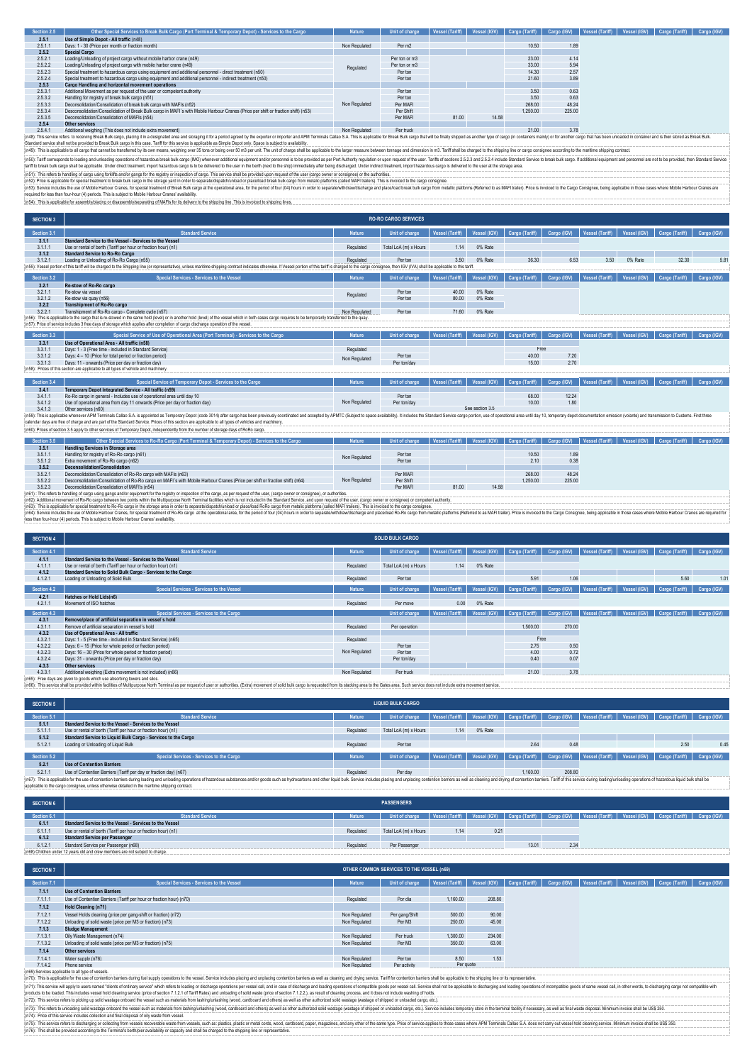| Section 2.5 | Other Special Services to Break Bulk Cargo (Port Terminal & Temporary Depot) - Services to the Cargo | Nature | Unit of charge | Vessel (Tariff) | Vessel (IGV) | Cargo (Tariff) | Cargo (IGV) | Vessel (Tariff) | Vessel (IGV) | Cargo (Tariff) | Cargo (IGV) |
|---|---|---|---|---|---|---|---|---|---|---|---|
| 2.5.1 | Use of Simple Depot - All traffic (n48) | | | | | | | | | | |
| 2.5.1.1 | Days: 1 - 30 (Price per month or fraction month) | Non Regulated | Per m2 | | | 10.50 | 1.89 | | | | |
| 2.5.2 | Special Cargo | | | | | | | | | | |
| 2.5.2.1 | Loading/Unloading of project cargo without mobile harbor crane (n49) | Regulated | Per ton or m3 | | | 23.00 | 4.14 | | | | |
| 2.5.2.2 | Loading/Unloading of project cargo with mobile harbor crane (n49) | Regulated | Per ton or m3 | | | 33.00 | 5.94 | | | | |
| 2.5.2.3 | Special treatment to hazardous cargo using equipment and additional personnel - direct treatment (n50) | Regulated | Per ton | | | 14.30 | 2.57 | | | | |
| 2.5.2.4 | Special treatment to hazardous cargo using equipment and additional personnel - indirect treatment (n50) | Regulated | Per ton | | | 21.60 | 3.89 | | | | |
| 2.5.3 | Cargo Handling and horizontal movement operations | | | | | | | | | | |
| 2.5.3.1 | Additional Movement as per request of the user or competent authority | Non Regulated | Per ton | | | 3.50 | 0.63 | | | | |
| 2.5.3.2 | Handling for registry of break bulk cargo (n51) | Non Regulated | Per ton | | | 3.50 | 0.63 | | | | |
| 2.5.3.3 | Deconsolidation/Consolidation of break bulk cargo with MAFIs (n52) | Non Regulated | Per MAFI | | | 268.00 | 48.24 | | | | |
| 2.5.3.4 | Deconsolidation/Consolidation of Break Bulk cargo in MAFI´s with Mobile Harbour Cranes (Price per shift or fraction shift) (n53) | Non Regulated | Per Shift | | | 1,250.00 | 225.00 | | | | |
| 2.5.3.5 | Deconsolidation/Consolidation of MAFIs (n54) | Non Regulated | Per MAFI | 81.00 | 14.58 | | | | | | |
| 2.5.4 | Other services | | | | | | | | | | |
| 2.5.4.1 | Additional weighing (This does not include extra movement) | Non Regulated | Per truck | | | 21.00 | 3.78 | | | | |

(n48): This service refers to receiving Break Bulk cargo, placing it in a designated area and storaging it for a period agreed by the exporter or importer and APM Terminals Callao S.A. This is applicable for Break Bulk cargo that will be finally shipped as another type of cargo (in containers mainly) or for another cargo that has been unloaded in container and is then stored as Break Bulk. Standard service shall not be provided to Break Bulk cargo in this case. Tariff for this service is applicable as Simple Depot only. Space is subject to availability.

(n49): This is applicable to all cargo that cannot be transferred by its own means, weighing over 35 tons or being over 50 m3 per unit. The unit of charge shall be applicable to the larger measure between tonnage and dimension in m3. Tariff shall be charged to the shipping line or cargo consignee according to the maritime shipping contract.

(n50): Tariff corresponds to loading and unloading operations of hazardous break bulk cargo (IMO) whenever additional equipment and/or personnel is to be provided as per Port Authority regulation or upon request of the user. Tariff of sections 2.5.2.3 and 2.5.2.4 include Standard Service to break bulk cargo. If additional equipment and personnel are not to be provided, then Standard Service tariff to break bulk cargo shall be applicable. Under direct treatment, import hazardous cargo is to be delivered to the user in the berth (next to the ship) immediately after being discharged. Under indirect treatment, import hazardous cargo is delivered to the user at the storage area.

(n51): This refers to handling of cargo using forklifts and/or gangs for the registry or inspection of cargo. This service shall be provided upon request of the user (cargo owner or consignee) or the authorities.

(n52): Price is applicable for special treatment to break bulk cargo in the storage yard in order to separate/dispatch/unload or place/load break bulk cargo from metallic platforms (called MAFI trailers). This is invoiced to the cargo consignee.

(n53): Service includes the use of Mobile Harbour Cranes, for special treatment of Break Bulk cargo at the operational area, for the period of four (04) hours in order to separate/withdraw/discharge and place/load break bulk cargo from metallic platforms (Referred to as MAFI trailer). Price is invoiced to the Cargo Consignee, being applicable in those cases where Mobile Harbour Cranes are required for less than four-hour (4) periods. This is subject to Mobile Harbour Cranes' availability.

(n54): This is applicable for assembly/placing or disassembly/separating of MAFIs for its delivery to the shipping line. This is invoiced to shipping lines.

## SECTION 3 — RO-RO CARGO SERVICES

| Section 3.1 | Standard Service | Nature | Unit of charge | Vessel (Tariff) | Vessel (IGV) | Cargo (Tariff) | Cargo (IGV) | Vessel (Tariff) | Vessel (IGV) | Cargo (Tariff) | Cargo (IGV) |
|---|---|---|---|---|---|---|---|---|---|---|---|
| 3.1.1 | Standard Service to the Vessel - Services to the Vessel | | | | | | | | | | |
| 3.1.1.1 | Use or rental of berth (Tariff per hour or fraction hour) (n1) | Regulated | Total LoA (m) x Hours | 1.14 | 0% Rate | | | | | | |
| 3.1.2 | Standard Service to Ro-Ro Cargo | | | | | | | | | | |
| 3.1.2.1 | Loading or Unloading of Ro-Ro Cargo (n55) | Regulated | Per ton | 3.50 | 0% Rate | 36.30 | 6.53 | 3.50 | 0% Rate | 32.30 | 5.81 |

(n55): Vessel portion of this tariff will be charged to the Shipping line (or representative), unless maritime shipping contract indicates otherwise. If Vessel portion of this tariff is charged to the cargo consignee, then IGV (IVA) shall be applicable to this tariff.

| Section 3.2 | Special Services - Services to the Vessel | Nature | Unit of charge | Vessel (Tariff) | Vessel (IGV) | Cargo (Tariff) | Cargo (IGV) | Vessel (Tariff) | Vessel (IGV) | Cargo (Tariff) | Cargo (IGV) |
|---|---|---|---|---|---|---|---|---|---|---|---|
| 3.2.1 | Re-stow of Ro-Ro cargo | | | | | | | | | | |
| 3.2.1.1 | Re-stow via vessel | Regulated | Per ton | 40.00 | 0% Rate | | | | | | |
| 3.2.1.2 | Re-stow via quay (n56) | Regulated | Per ton | 80.00 | 0% Rate | | | | | | |
| 3.2.2 | Transhipment of Ro-Ro cargo | | | | | | | | | | |
| 3.2.2.1 | Transhipment of Ro-Ro cargo - Complete cycle (n57) | Non Regulated | Per ton | 71.60 | 0% Rate | | | | | | |

(n56): This is applicable to the cargo that is re-stowed in the same hold (level) or in another hold (level) of the vessel which in both cases cargo requires to be temporarily transferred to the quay.

(n57): Price of service includes 3 free days of storage which applies after completion of cargo discharge operation of the vessel.

| Section 3.3 | Special Service of Use of Operational Area (Port Terminal) - Services to the Cargo | Nature | Unit of charge | Vessel (Tariff) | Vessel (IGV) | Cargo (Tariff) | Cargo (IGV) | Vessel (Tariff) | Vessel (IGV) | Cargo (Tariff) | Cargo (IGV) |
|---|---|---|---|---|---|---|---|---|---|---|---|
| 3.3.1 | Use of Operational Area - All traffic (n58) | | | | | | | | | | |
| 3.3.1.1 | Days: 1 - 3 (Free time - included in Standard Service) | Regulated | | | | Free | | | | | |
| 3.3.1.2 | Days: 4 – 10 (Price for total period or fraction period) | Non Regulated | Per ton | | | 40.00 | 7.20 | | | | |
| 3.3.1.3 | Days: 11 - onwards (Price per day or fraction day) | Non Regulated | Per ton/day | | | 15.00 | 2.70 | | | | |

(n58): Prices of this section are applicable to all types of vehicle and machinery.

| Section 3.4 | Special Service of Temporary Depot - Services to the Cargo | Nature | Unit of charge | Vessel (Tariff) | Vessel (IGV) | Cargo (Tariff) | Cargo (IGV) | Vessel (Tariff) | Vessel (IGV) | Cargo (Tariff) | Cargo (IGV) |
|---|---|---|---|---|---|---|---|---|---|---|---|
| 3.4.1 | Temporary Depot Integrated Service - All traffic (n59) | | | | | | | | | | |
| 3.4.1.1 | Ro-Ro cargo in general - Includes use of operational area until day 10 | Non Regulated | Per ton | | | 68.00 | 12.24 | | | | |
| 3.4.1.2 | Use of operational area from day 11 onwards (Price per day or fraction day) | Non Regulated | Per ton/day | | | 10.00 | 1.80 | | | | |
| 3.4.1.3 | Other services (n60) | | | See section 3.5 | | | | | | | |

(n59): This is applicable whenever APM Terminals Callao S.A. is appointed as Temporary Depot (code 3014) after cargo has been previously coordinated and accepted by APMTC (Subject to space availability). It includes the Standard Service cargo portion, use of operational area until day 10, temporary depot documentation emission (volante) and transmission to Customs. First three calendar days are free of charge and are part of the Standard Service. Prices of this section are applicable to all types of vehicles and machinery.

(n60): Prices of section 3.5 apply to other services of Temporary Depot, independently from the number of storage days of RoRo cargo.

| Section 3.5 | Other Special Services to Ro-Ro Cargo (Port Terminal & Temporary Depot) - Services to the Cargo | Nature | Unit of charge | Vessel (Tariff) | Vessel (IGV) | Cargo (Tariff) | Cargo (IGV) | Vessel (Tariff) | Vessel (IGV) | Cargo (Tariff) | Cargo (IGV) |
|---|---|---|---|---|---|---|---|---|---|---|---|
| 3.5.1 | Handling Services in Storage area | | | | | | | | | | |
| 3.5.1.1 | Handling for registry of Ro-Ro cargo (n61) | Non Regulated | Per ton | | | 10.50 | 1.89 | | | | |
| 3.5.1.2 | Extra movement of Ro-Ro cargo (n62) | Non Regulated | Per ton | | | 2.10 | 0.38 | | | | |
| 3.5.2 | Deconsolidation/Consolidation | | | | | | | | | | |
| 3.5.2.1 | Deconsolidation/Consolidation of Ro-Ro cargo with MAFIs (n63) | Non Regulated | Per MAFI | | | 268.00 | 48.24 | | | | |
| 3.5.2.2 | Deconsolidation/Consolidation of Ro-Ro cargo on MAFI´s with Mobile Harbour Cranes (Price per shift or fraction shift) (n64) | Non Regulated | Per Shift | | | 1,250.00 | 225.00 | | | | |
| 3.5.2.3 | Deconsolidation/Consolidation of MAFI's (n54) | Non Regulated | Per MAFI | 81.00 | 14.58 | | | | | | |

(n61) : This refers to handling of cargo using gangs and/or equipment for the registry or inspection of the cargo, as per request of the user, (cargo owner or consignee), or authorities.

(n62): Additional movement of Ro-Ro cargo between two points within the Multipurpose North Terminal facilities which is not included in the Standard Service, and upon request of the user, (cargo owner or consignee) or competent authority.

(n63): This is applicable for special treatment to Ro-Ro cargo in the storage area in order to separate/dispatch/unload or place/load Ro-Ro cargo from metallic platforms (called MAFI trailers). This is invoiced to the cargo consignee.

(n64): Service includes the use of Mobile Harbour Cranes, for special treatment of Ro-Ro cargo at the operational area, for the period of four (04) hours in order to separate/withdraw/discharge and place/load Ro-Ro cargo from metallic platforms (Referred to as MAFI trailer). Price is invoiced to the Cargo Consignee, being applicable in those cases where Mobile Harbour Cranes are required for less than four-hour (4) periods. This is subject to Mobile Harbour Cranes' availability.

## SECTION 4 — SOLID BULK CARGO

| Section 4.1 | Standard Service | Nature | Unit of charge | Vessel (Tariff) | Vessel (IGV) | Cargo (Tariff) | Cargo (IGV) | Vessel (Tariff) | Vessel (IGV) | Cargo (Tariff) | Cargo (IGV) |
|---|---|---|---|---|---|---|---|---|---|---|---|
| 4.1.1 | Standard Service to the Vessel - Services to the Vessel | | | | | | | | | | |
| 4.1.1.1 | Use or rental of berth (Tariff per hour or fraction hour) (n1) | Regulated | Total LoA (m) x Hours | 1.14 | 0% Rate | | | | | | |
| 4.1.2 | Standard Service to Solid Bulk Cargo - Services to the Cargo | | | | | | | | | | |
| 4.1.2.1 | Loading or Unloading of Solid Bulk | Regulated | Per ton | | | 5.91 | 1.06 | | | 5.60 | 1.01 |

| Section 4.2 | Special Services - Services to the Vessel | Nature | Unit of charge | Vessel (Tariff) | Vessel (IGV) | Cargo (Tariff) | Cargo (IGV) | Vessel (Tariff) | Vessel (IGV) | Cargo (Tariff) | Cargo (IGV) |
|---|---|---|---|---|---|---|---|---|---|---|---|
| 4.2.1 | Hatches or Hold Lids(n6) | | | | | | | | | | |
| 4.2.1.1 | Movement of ISO hatches | Regulated | Per move | 0.00 | 0% Rate | | | | | | |

| Section 4.3 | Special Services - Services to the Cargo | Nature | Unit of charge | Vessel (Tariff) | Vessel (IGV) | Cargo (Tariff) | Cargo (IGV) | Vessel (Tariff) | Vessel (IGV) | Cargo (Tariff) | Cargo (IGV) |
|---|---|---|---|---|---|---|---|---|---|---|---|
| 4.3.1 | Remove/place of artificial separation in vessel´s hold | | | | | | | | | | |
| 4.3.1.1 | Remove of artificial separation in vessel´s hold | Regulated | Per operation | | | 1,500.00 | 270.00 | | | | |
| 4.3.2 | Use of Operational Area - All traffic | | | | | | | | | | |
| 4.3.2.1 | Days: 1 – 5 (Free time - included in Standard Service) (n65) | Regulated | | | | Free | | | | | |
| 4.3.2.2 | Days: 6 – 15 (Price for whole period or fraction period) | Non Regulated | Per ton | | | 2.75 | 0.50 | | | | |
| 4.3.2.3 | Days: 16 – 30 (Price for whole period or fraction period) | Non Regulated | Per ton | | | 4.00 | 0.72 | | | | |
| 4.3.2.4 | Days: 31 - onwards (Price per day or fraction day) | Non Regulated | Per ton/day | | | 0.40 | 0.07 | | | | |
| 4.3.3 | Other services | | | | | | | | | | |
| 4.3.3.1 | Additional weighing (Extra movement is not included) (n66) | Non Regulated | Per truck | | | 21.00 | 3.78 | | | | |

(n65): Free days are given to goods which use absorbing towers and silos.

(n66): This service shall be provided within facilities of Multipurpose North Terminal as per request of user or authorities. (Extra) movement of solid bulk cargo is requested from its stacking area to the Gates area. Such service does not include extra movement service.

## SECTION 5 — LIQUID BULK CARGO

| Section 5.1 | Standard Service | Nature | Unit of charge | Vessel (Tariff) | Vessel (IGV) | Cargo (Tariff) | Cargo (IGV) | Vessel (Tariff) | Vessel (IGV) | Cargo (Tariff) | Cargo (IGV) |
|---|---|---|---|---|---|---|---|---|---|---|---|
| 5.1.1 | Standard Service to the Vessel - Services to the Vessel | | | | | | | | | | |
| 5.1.1.1 | Use or rental of berth (Tariff per hour or fraction hour) (n1) | Regulated | Total LoA (m) x Hours | 1.14 | 0% Rate | | | | | | |
| 5.1.2 | Standard Service to Liquid Bulk Cargo - Services to the Cargo | | | | | | | | | | |
| 5.1.2.1 | Loading or Unloading of Liquid Bulk | Regulated | Per ton | | | 2.64 | 0.48 | | | 2.50 | 0.45 |

| Section 5.2 | Special Services - Services to the Cargo | Nature | Unit of charge | Vessel (Tariff) | Vessel (IGV) | Cargo (Tariff) | Cargo (IGV) | Vessel (Tariff) | Vessel (IGV) | Cargo (Tariff) | Cargo (IGV) |
|---|---|---|---|---|---|---|---|---|---|---|---|
| 5.2.1 | Use of Contention Barriers | | | | | | | | | | |
| 5.2.1.1 | Use of Contention Barriers (Tariff per day or fraction day) (n67) | Regulated | Per day | | | 1,160.00 | 208.80 | | | | |

(n67): This is applicable for the use of contention barriers during loading and unloading operations of hazardous substances and/or goods such as hydrocarbons and other liquid bulk. Service includes placing and unplacing contention barriers as well as cleaning and drying of contention barriers. Tariff of this service during loading/unloading operations of hazardous liquid bulk shall be applicable to the cargo consignee, unless otherwise detailed in the maritime shipping contract.

## SECTION 6 — PASSENGERS

| Section 6.1 | Standard Service | Nature | Unit of charge | Vessel (Tariff) | Vessel (IGV) | Cargo (Tariff) | Cargo (IGV) | Vessel (Tariff) | Vessel (IGV) | Cargo (Tariff) | Cargo (IGV) |
|---|---|---|---|---|---|---|---|---|---|---|---|
| 6.1.1 | Standard Service to the Vessel - Services to the Vessel | | | | | | | | | | |
| 6.1.1.1 | Use or rental of berth (Tariff per hour or fraction hour) (n1) | Regulated | Total LoA (m) x Hours | 1.14 | 0.21 | | | | | | |
| 6.1.2 | Standard Service per Passenger | | | | | | | | | | |
| 6.1.2.1 | Standard Service per Passenger (n68) | Regulated | Per Passenger | | | 13.01 | 2.34 | | | | |

(n68) Children under 12 years old and crew members are not subject to charge.

## SECTION 7 — OTHER COMMON SERVICES TO THE VESSEL (n69)

| Section 7.1 | Special Services - Services to the Vessel | Nature | Unit of charge | Vessel (Tariff) | Vessel (IGV) | Cargo (Tariff) | Cargo (IGV) | Vessel (Tariff) | Vessel (IGV) | Cargo (Tariff) | Cargo (IGV) |
|---|---|---|---|---|---|---|---|---|---|---|---|
| 7.1.1 | Use of Contention Barriers | | | | | | | | | | |
| 7.1.1.1 | Use of Contention Barriers (Tariff per hour or fraction hour) (n70) | Regulated | Por día | 1,160.00 | 208.80 | | | | | | |
| 7.1.2 | Hold Cleaning (n71) | | | | | | | | | | |
| 7.1.2.1 | Vessel Holds cleaning (price per gang-shift or fraction) (n72) | Non Regulated | Per gang/Shift | 500.00 | 90.00 | | | | | | |
| 7.1.2.2 | Unloading of solid waste (price per M3 or fraction) (n73) | Non Regulated | Per M3 | 250.00 | 45.00 | | | | | | |
| 7.1.3 | Sludge Management | | | | | | | | | | |
| 7.1.3.1 | Oily Waste Management (n74) | Non Regulated | Per truck | 1,300.00 | 234.00 | | | | | | |
| 7.1.3.2 | Unloading of solid waste (price per M3 or fraction) (n75) | Non Regulated | Per M3 | 350.00 | 63.00 | | | | | | |
| 7.1.4 | Other services | | | | | | | | | | |
| 7.1.4.1 | Water supply (n76) | Non Regulated | Per ton | 8.50 | 1.53 | | | | | | |
| 7.1.4.2 | Phone service | Non Regulated | Per activity | Per quote | | | | | | | |

(n69) Services applicable to all type of vessels.

(n70): This is applicable for the use of contention barriers during fuel supply operations to the vessel. Service includes placing and unplacing contention barriers as well as cleaning and drying service. Tariff for contention barriers shall be applicable to the shipping line or its representative.

(n71): This service will apply to users named "clients of ordinary service" which refers to loading or discharge operations per vessel call, and in case of discharge and loading operations of compatible goods per vessel call. Service shall not be applicable to discharging and loading operations of incompatible goods of same vessel call, in other words, to discharging cargo not compatible with products to be loaded. This includes vessel hold cleaning service (price of section 7.1.2.1 of Tariff Rates) and unloading of solid waste (price of section 7.1.2.2), as result of cleaning process, and it does not include washing of holds.

(n72): This service refers to picking up solid wastage onboard the vessel such as materials from lashing/unlashing (wood, cardboard and others) as well as other authorized solid wastage (wastage of shipped or unloaded cargo, etc.).

(n73): This refers to unloading solid wastage onboard the vessel such as materials from lashing/unlashing (wood, cardboard and others) as well as other authorized solid wastage (wastage of shipped or unloaded cargo, etc.). Service includes temporary store in the terminal facility if necessary, as well as final waste disposal. Minimum invoice shall be US$ 250.

(n74): Price of this service includes collection and final disposal of oily waste from vessel.

(n75): This service refers to discharging or collecting from vessels recoverable waste from vessels, such as: plastics, plastic or metal cords, wood, cardboard, paper, magazines, and any other of the same type. Price of service applies to those cases where APM Terminals Callao S.A. does not carry out vessel hold cleaning service. Minimum invoice shall be US$ 350.

(n76): This shall be provided according to the Terminal's berth/pier availability or capacity and shall be charged to the shipping line or representative.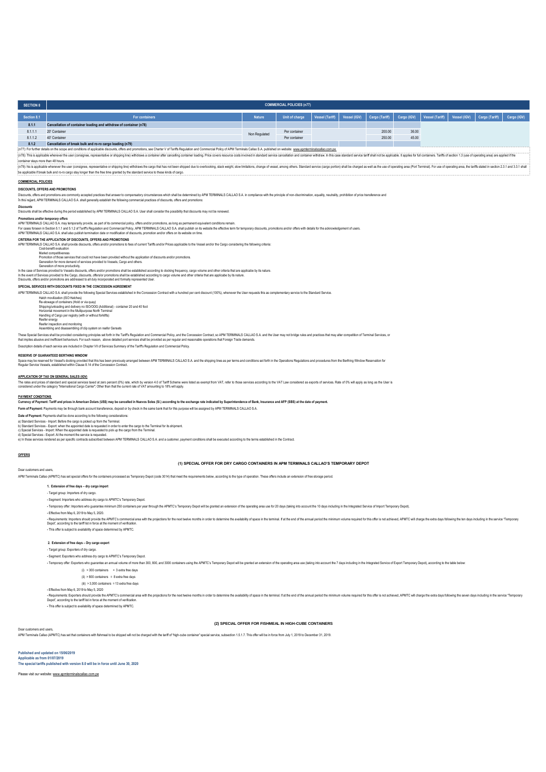| SECTION 8 | COMMERCIAL POLICIES (n77) | | | | | | | | | | | |
|---|---|---|---|---|---|---|---|---|---|---|---|---|
| Section 8.1 | For containers | Nature | Unit of charge | Vessel (Tariff) | Vessel (IGV) | Cargo (Tariff) | Cargo (IGV) | Vessel (Tariff) | Vessel (IGV) | Cargo (Tariff) | Cargo (IGV) |
| 8.1.1 | Cancellation of container loading and withdraw of container (n78) | | | | | | | | | | |
| 8.1.1.1 | 20' Container | Non Regulated | Per container | | | 200.00 | 36.00 | | | | |
| 8.1.1.2 | 40' Container | | Per container | | | 250.00 | 45.00 | | | | |
| 8.1.2 | Cancellation of break bulk and ro-ro cargo loading (n79) | | | | | | | | | | |

(n77): For further details on the scope and conditions of applicable discounts, offers and promotions, see Charter V of Tariffs Regulation and Commercial Policy of APM Terminals Callao S.A. published on website: www.apmterminalscallao.com.pe

(n78): This is applicable whenever the user (consignee, representative or shipping line) withdraws a container after cancelling container loading. Price covers resource costs involved in standard service cancellation and container withdraw. In this case standard service tariff shall not be applicable. It applies for full containers. Tariffs of section 1.3 (use of operating area) are applied if the container stays more than 48 hours.

(n79): his is applicable whenever the user (consignee, representative or shipping line) withdraws the cargo that has not been shipped due to overbooking, stack weight, stow limitations, change of vessel, among others. Standard service (cargo portion) shall be charged as well as the use of operating area (Port Terminal). For use of operating area, the tariffs stated in section 2.3.1 and 3.3.1 shall be applicable if break bulk and ro-ro cargo stay longer than the free time granted by the standard service to these kinds of cargo.

## COMMERCIAL POLICIES

### DISCOUNTS, OFFERS AND PROMOTIONS

Discounts, offers and promotions are commonly accepted practices that answer to compensatory circumstances which shall be determined by APM TERMINALS CALLAO S.A. in compliance with the principle of non-discrimination, equality, neutrality, prohibition of price transference and
In this regard, APM TERMINALS CALLAO S.A. shall generally establish the following commercial practices of discounts, offers and promotions:

***Discounts***

Discounts shall be effective during the period established by APM TERMINALS CALLAO S.A. User shall consider the possibility that discounts may not be renewed.

***Promotions and/or temporary offers***

APM TERMINALS CALLAO S.A. may temporarily provide, as part of its commercial policy, offers and/or promotions, as long as permanent equivalent conditions remain.
For cases forseen in Section 5.1.1 and 5.1.2 of Tariffs Regulation and Commercial Policy, APM TERMINALS CALLAO S.A. shall publish on its website the effective term for temporary discounts, promotions and/or offers with details for the acknowledgement of users.
APM TERMINALS CALLAO S.A. shall also publish termination date or modification of discounts, promotion and/or offers on its website on time.

### CRITERIA FOR THE APPLICATION OF DISCOUNTS, OFFERS AND PROMOTIONS

APM TERMINALS CALLAO S.A. shall provide discounts, offers and/or promotions to fees of current Tariffs and/or Prices applicable to the Vessel and/or the Cargo considering the following criteria:

- Cost-benefit evaluation
- Market competitiveness
- Promotion of those services that could not have been provided without the application of discounts and/or promotions.
- Generation for more demand of services provided to Vessels, Cargo and others.
- Generation of more productivity.

In the case of Services provided to Vessels discounts, offers and/or promotions shall be established according to docking frequency, cargo volume and other criteria that are applicabe by its nature.
In the event of Services provided to the Cargo, discounts, offers/or promotions shall be established according to cargo volume and other criteria that are applicabe by its nature.
Discounts, offers and/or promotions are addressed to all duly incorporated and formally represented User.

### SPECIAL SERVICES WITH DISCOUNTS FIXED IN THE CONCESSION AGREEMENT

APM TERMINALS CALLAO S.A. shall provide the following Special Services established in the Concession Contract with a hundred per cent discount (100%), whenever the User requests this as complementary service to the Standard Service.

- Hatch movilization (ISO Hatches)
- Re-stowage of containers (Hold or via quay)
- Shipping/unloading and delivery no ISO/OOG (Additional) - container 20 and 40 foot
- Horizontal movement in the Multipurpose North Terminal
- Handling of Cargo per registry (with or without forklifts)
- Reefer energy
- Reefer inspection and monitoring
- Assembling and disassembling of clip system on reefer Gensets

These Special Services shall be provided considering principles set forth in the Tariff's Regulation and Commercial Policy, and the Concession Contract, so APM TERMINALS CALLAO S.A. and the User may not bridge rules and practices that may alter competition of Terminal Services, or that implies abusive and inefficient behaviours. For such reason, above detailed port services shall be provided as per regular and reasonable operations that Foreign Trade demands.

Description details of each service are included in Chapter VII of Services Summary of the Tariff's Regulation and Commercial Policy.

### RESERVE OF GUARANTEED BERTHING WINDOW

Space may be reserved for Vessel's docking provided that this has been previously arranged between APM TERMINALS CALLAO S.A. and the shipping lines as per terms and conditions set forth in the Operations Regulations and procedures from the Berthing Window Reservation for Regular Service Vessels, established within Clause 8.14 of the Concession Contract.

## APPLICATION OF TAX ON GENERAL SALES (IGV)

The rates and prices of standard and special services taxed at zero percent (0%) rate, which by version 4.0 of Tariff Scheme were listed as exempt from VAT, refer to those services according to the VAT Law considered as exports of services. Rate of 0% will apply as long as the User is considered under the category "International Cargo Carrier". Other than that the current rate of VAT amounting to 18% will apply.

## PAYMENT CONDITIONS

**Currency of Payment: Tariff and prices in American Dolars (US$) may be cancelled in Nuevos Soles (S/.) according to the exchange rate indicated by Superintendence of Bank, Insurance and AFP (SBS) at the date of payment.**

**Form of Payment:** Payments may be through bank account transference, deposit or by check in the same bank that for this purpose will be assigned by APM TERMINALS CALLAO S.A.

**Date of Payment:** Payments shall be done according to the following considerations:

a) Standard Services - Import: Before the cargo is picked up from the Terminal.
b) Standard Services - Export: when the appointed date is requested in order to enter the cargo to the Terminal for its shipment.
c) Special Services - Import: When the appointed date is requested to pick up the cargo from the Terminal.
d) Special Services - Export: At the moment the service is requested.
e) In those services rendered as per specific contracts subscribed between APM TERMINALS CALLAO S.A. and a customer, payment conditions shall be executed according to the terms established in the Contract.

## OFFERS

### (1) SPECIAL OFFER FOR DRY CARGO CONTAINERS IN APM TERMINALS CALLAO'S TEMPORARY DEPOT

Dear customers and users,

APM Terminals Callao (APMTC) has set special offers for the containers processed as Temporary Depot (code 3014) that meet the requirements below, according to the type of operation. These offers include an extension of free storage period.

**1. Extension of free days – dry cargo import**

- Target group: Importers of dry cargo.
- Segment: Importers who address dry cargo to APMTC's Temporary Depot.
- Temporary offer: Importers who guarantee minimum 250 containers per year through the APMTC's Temporary Depot will be granted an extension of the operating area use for 20 days (taking into account the 10 days including in the Integrated Service of Import Temporary Depot).
- Effective from May 6, 2019 to May 5, 2020.
- Requirements: Importers should provide the APMTC's commercial area with the projections for the next twelve months in order to determine the availability of space in the terminal. If at the end of the annual period the minimum volume required for this offer is not achieved, APMTC will charge the extra days following the ten days including in the service "Temporary Depot", according to the tariff list in force at the moment of verification.
- This offer is subject to availability of space determined by APMTC.

**2. Extension of free days – Dry cargo export**

- Target group: Exporters of dry cargo.
- Segment: Exporters who address dry cargo to APMTC's Temporary Depot.
- Temporary offer: Exporters who guarantee an annual volume of more than 300, 800, and 3000 containers using the APMTC's Temporary Depot will be granted an extension of the operating area use (taking into account the 7 days including in the Integrated Service of Export Temporary Depot), according to the table below:
  - (i) > 300 containers = 3 extra free days
  - (ii) > 800 containers = 8 extra free days
  - (iii) > 3.000 containers = 13 extra free days
- Effective from May 6, 2019 to May 5, 2020
- Requirements: Exporters should provide the APMTC's commercial area with the projections for the next twelve months in order to determine the availability of space in the terminal. If at the end of the annual period the minimum volume required for this offer is not achieved, APMTC will charge the extra days following the seven days including in the service "Temporary Depot", according to the tariff list in force at the moment of verification.
- This offer is subject to availability of space determined by APMTC.

### (2) SPECIAL OFFER FOR FISHMEAL IN HIGH-CUBE CONTAINERS

Dear customers and users,

APM Terminals Callao (APMTC) has set that containers with fishmeal to be shipped will not be charged with the tariff of "high-cube container" special service, subsection 1.5.1.7. This offer will be in force from July 1, 2019 to December 31, 2019.

**Published and updated on 15/06/2019**
**Applicable as from 01/07/2019**
**The special tariffs published with version 8.0 will be in force until June 30, 2020**

Please visit our website: www.apmterminalscallao.com.pe